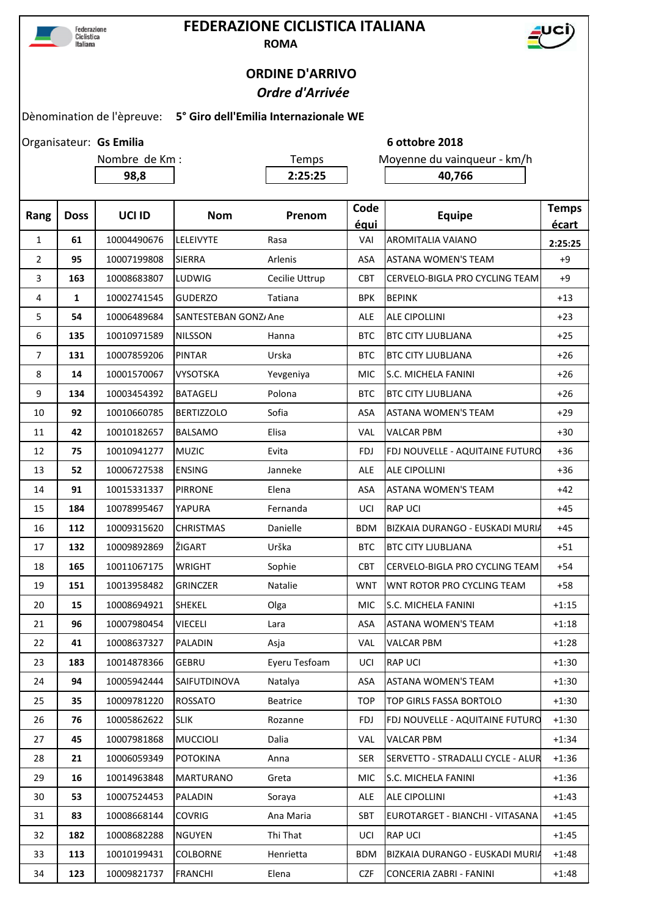Federazione Ciclistica Italiana

# FEDERAZIONE CICLISTICA ITALIANA

**ROMA**

## ORDINE D'ARRIVO

***Ordre d'Arrivée***

Dènomination de l'èpreuve: **5° Giro dell'Emilia Internazionale WE**

Organisateur: **Gs Emilia**

**6 ottobre 2018**

| Nombre de Km : | Temps | Moyenne du vainqueur - km/h |
|---|---|---|
| **98,8** | **2:25:25** | **40,766** |

| Rang | Doss | UCI ID | Nom | Prenom | Code équi | Equipe | Temps écart |
|---|---|---|---|---|---|---|---|
| 1 | **61** | 10004490676 | LELEIVYTE | Rasa | VAI | AROMITALIA VAIANO | **2:25:25** |
| 2 | **95** | 10007199808 | SIERRA | Arlenis | ASA | ASTANA WOMEN'S TEAM | +9 |
| 3 | **163** | 10008683807 | LUDWIG | Cecilie Uttrup | CBT | CERVELO-BIGLA PRO CYCLING TEAM | +9 |
| 4 | **1** | 10002741545 | GUDERZO | Tatiana | BPK | BEPINK | +13 |
| 5 | **54** | 10006489684 | SANTESTEBAN GONZ/ | Ane | ALE | ALE CIPOLLINI | +23 |
| 6 | **135** | 10010971589 | NILSSON | Hanna | BTC | BTC CITY LJUBLJANA | +25 |
| 7 | **131** | 10007859206 | PINTAR | Urska | BTC | BTC CITY LJUBLJANA | +26 |
| 8 | **14** | 10001570067 | VYSOTSKA | Yevgeniya | MIC | S.C. MICHELA FANINI | +26 |
| 9 | **134** | 10003454392 | BATAGELJ | Polona | BTC | BTC CITY LJUBLJANA | +26 |
| 10 | **92** | 10010660785 | BERTIZZOLO | Sofia | ASA | ASTANA WOMEN'S TEAM | +29 |
| 11 | **42** | 10010182657 | BALSAMO | Elisa | VAL | VALCAR PBM | +30 |
| 12 | **75** | 10010941277 | MUZIC | Evita | FDJ | FDJ NOUVELLE - AQUITAINE FUTURO | +36 |
| 13 | **52** | 10006727538 | ENSING | Janneke | ALE | ALE CIPOLLINI | +36 |
| 14 | **91** | 10015331337 | PIRRONE | Elena | ASA | ASTANA WOMEN'S TEAM | +42 |
| 15 | **184** | 10078995467 | YAPURA | Fernanda | UCI | RAP UCI | +45 |
| 16 | **112** | 10009315620 | CHRISTMAS | Danielle | BDM | BIZKAIA DURANGO - EUSKADI MURIA | +45 |
| 17 | **132** | 10009892869 | ŽIGART | Urška | BTC | BTC CITY LJUBLJANA | +51 |
| 18 | **165** | 10011067175 | WRIGHT | Sophie | CBT | CERVELO-BIGLA PRO CYCLING TEAM | +54 |
| 19 | **151** | 10013958482 | GRINCZER | Natalie | WNT | WNT ROTOR PRO CYCLING TEAM | +58 |
| 20 | **15** | 10008694921 | SHEKEL | Olga | MIC | S.C. MICHELA FANINI | +1:15 |
| 21 | **96** | 10007980454 | VIECELI | Lara | ASA | ASTANA WOMEN'S TEAM | +1:18 |
| 22 | **41** | 10008637327 | PALADIN | Asja | VAL | VALCAR PBM | +1:28 |
| 23 | **183** | 10014878366 | GEBRU | Eyeru Tesfoam | UCI | RAP UCI | +1:30 |
| 24 | **94** | 10005942444 | SAIFUTDINOVA | Natalya | ASA | ASTANA WOMEN'S TEAM | +1:30 |
| 25 | **35** | 10009781220 | ROSSATO | Beatrice | TOP | TOP GIRLS FASSA BORTOLO | +1:30 |
| 26 | **76** | 10005862622 | SLIK | Rozanne | FDJ | FDJ NOUVELLE - AQUITAINE FUTURO | +1:30 |
| 27 | **45** | 10007981868 | MUCCIOLI | Dalia | VAL | VALCAR PBM | +1:34 |
| 28 | **21** | 10006059349 | POTOKINA | Anna | SER | SERVETTO - STRADALLI CYCLE - ALUR | +1:36 |
| 29 | **16** | 10014963848 | MARTURANO | Greta | MIC | S.C. MICHELA FANINI | +1:36 |
| 30 | **53** | 10007524453 | PALADIN | Soraya | ALE | ALE CIPOLLINI | +1:43 |
| 31 | **83** | 10008668144 | COVRIG | Ana Maria | SBT | EUROTARGET - BIANCHI - VITASANA | +1:45 |
| 32 | **182** | 10008682288 | NGUYEN | Thi That | UCI | RAP UCI | +1:45 |
| 33 | **113** | 10010199431 | COLBORNE | Henrietta | BDM | BIZKAIA DURANGO - EUSKADI MURIA | +1:48 |
| 34 | **123** | 10009821737 | FRANCHI | Elena | CZF | CONCERIA ZABRI - FANINI | +1:48 |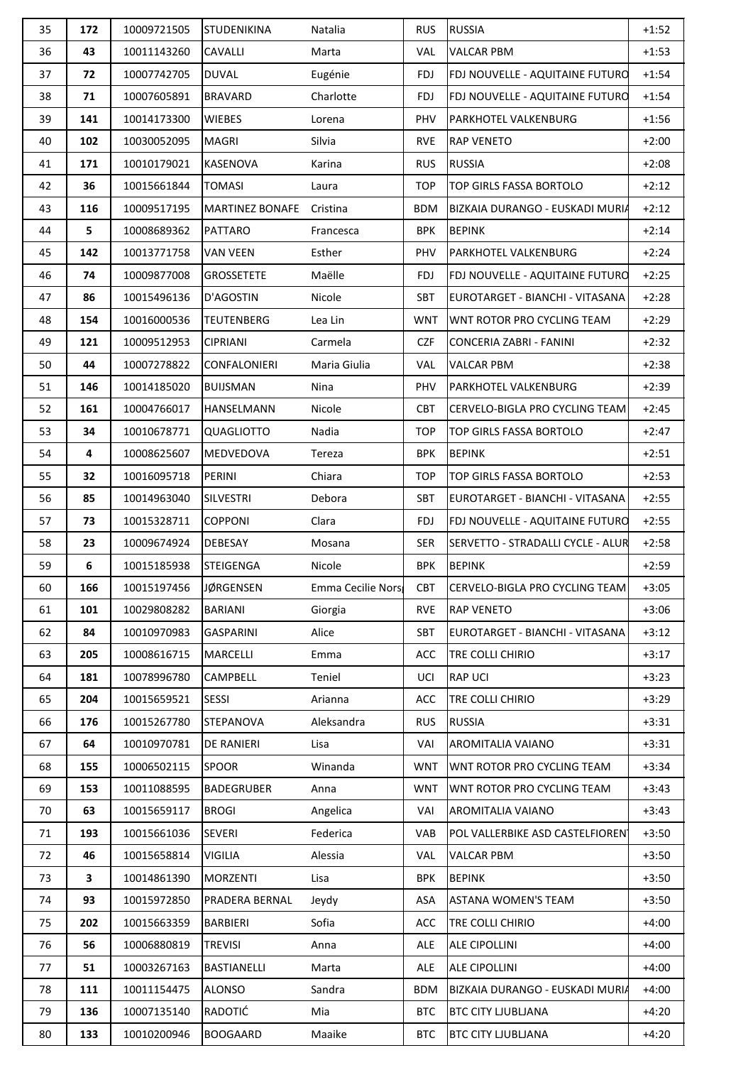| 35 | 172 | 10009721505 | STUDENIKINA | Natalia | RUS | RUSSIA | +1:52 |
|---|---|---|---|---|---|---|---|
| 36 | 43 | 10011143260 | CAVALLI | Marta | VAL | VALCAR PBM | +1:53 |
| 37 | 72 | 10007742705 | DUVAL | Eugénie | FDJ | FDJ NOUVELLE - AQUITAINE FUTURO | +1:54 |
| 38 | 71 | 10007605891 | BRAVARD | Charlotte | FDJ | FDJ NOUVELLE - AQUITAINE FUTURO | +1:54 |
| 39 | 141 | 10014173300 | WIEBES | Lorena | PHV | PARKHOTEL VALKENBURG | +1:56 |
| 40 | 102 | 10030052095 | MAGRI | Silvia | RVE | RAP VENETO | +2:00 |
| 41 | 171 | 10010179021 | KASENOVA | Karina | RUS | RUSSIA | +2:08 |
| 42 | 36 | 10015661844 | TOMASI | Laura | TOP | TOP GIRLS FASSA BORTOLO | +2:12 |
| 43 | 116 | 10009517195 | MARTINEZ BONAFE | Cristina | BDM | BIZKAIA DURANGO - EUSKADI MURIA | +2:12 |
| 44 | 5 | 10008689362 | PATTARO | Francesca | BPK | BEPINK | +2:14 |
| 45 | 142 | 10013771758 | VAN VEEN | Esther | PHV | PARKHOTEL VALKENBURG | +2:24 |
| 46 | 74 | 10009877008 | GROSSETETE | Maëlle | FDJ | FDJ NOUVELLE - AQUITAINE FUTURO | +2:25 |
| 47 | 86 | 10015496136 | D'AGOSTIN | Nicole | SBT | EUROTARGET - BIANCHI - VITASANA | +2:28 |
| 48 | 154 | 10016000536 | TEUTENBERG | Lea Lin | WNT | WNT ROTOR PRO CYCLING TEAM | +2:29 |
| 49 | 121 | 10009512953 | CIPRIANI | Carmela | CZF | CONCERIA ZABRI - FANINI | +2:32 |
| 50 | 44 | 10007278822 | CONFALONIERI | Maria Giulia | VAL | VALCAR PBM | +2:38 |
| 51 | 146 | 10014185020 | BUIJSMAN | Nina | PHV | PARKHOTEL VALKENBURG | +2:39 |
| 52 | 161 | 10004766017 | HANSELMANN | Nicole | CBT | CERVELO-BIGLA PRO CYCLING TEAM | +2:45 |
| 53 | 34 | 10010678771 | QUAGLIOTTO | Nadia | TOP | TOP GIRLS FASSA BORTOLO | +2:47 |
| 54 | 4 | 10008625607 | MEDVEDOVA | Tereza | BPK | BEPINK | +2:51 |
| 55 | 32 | 10016095718 | PERINI | Chiara | TOP | TOP GIRLS FASSA BORTOLO | +2:53 |
| 56 | 85 | 10014963040 | SILVESTRI | Debora | SBT | EUROTARGET - BIANCHI - VITASANA | +2:55 |
| 57 | 73 | 10015328711 | COPPONI | Clara | FDJ | FDJ NOUVELLE - AQUITAINE FUTURO | +2:55 |
| 58 | 23 | 10009674924 | DEBESAY | Mosana | SER | SERVETTO - STRADALLI CYCLE - ALUR | +2:58 |
| 59 | 6 | 10015185938 | STEIGENGA | Nicole | BPK | BEPINK | +2:59 |
| 60 | 166 | 10015197456 | JØRGENSEN | Emma Cecilie Nors | CBT | CERVELO-BIGLA PRO CYCLING TEAM | +3:05 |
| 61 | 101 | 10029808282 | BARIANI | Giorgia | RVE | RAP VENETO | +3:06 |
| 62 | 84 | 10010970983 | GASPARINI | Alice | SBT | EUROTARGET - BIANCHI - VITASANA | +3:12 |
| 63 | 205 | 10008616715 | MARCELLI | Emma | ACC | TRE COLLI CHIRIO | +3:17 |
| 64 | 181 | 10078996780 | CAMPBELL | Teniel | UCI | RAP UCI | +3:23 |
| 65 | 204 | 10015659521 | SESSI | Arianna | ACC | TRE COLLI CHIRIO | +3:29 |
| 66 | 176 | 10015267780 | STEPANOVA | Aleksandra | RUS | RUSSIA | +3:31 |
| 67 | 64 | 10010970781 | DE RANIERI | Lisa | VAI | AROMITALIA VAIANO | +3:31 |
| 68 | 155 | 10006502115 | SPOOR | Winanda | WNT | WNT ROTOR PRO CYCLING TEAM | +3:34 |
| 69 | 153 | 10011088595 | BADEGRUBER | Anna | WNT | WNT ROTOR PRO CYCLING TEAM | +3:43 |
| 70 | 63 | 10015659117 | BROGI | Angelica | VAI | AROMITALIA VAIANO | +3:43 |
| 71 | 193 | 10015661036 | SEVERI | Federica | VAB | POL VALLERBIKE ASD CASTELFIOREN | +3:50 |
| 72 | 46 | 10015658814 | VIGILIA | Alessia | VAL | VALCAR PBM | +3:50 |
| 73 | 3 | 10014861390 | MORZENTI | Lisa | BPK | BEPINK | +3:50 |
| 74 | 93 | 10015972850 | PRADERA BERNAL | Jeydy | ASA | ASTANA WOMEN'S TEAM | +3:50 |
| 75 | 202 | 10015663359 | BARBIERI | Sofia | ACC | TRE COLLI CHIRIO | +4:00 |
| 76 | 56 | 10006880819 | TREVISI | Anna | ALE | ALE CIPOLLINI | +4:00 |
| 77 | 51 | 10003267163 | BASTIANELLI | Marta | ALE | ALE CIPOLLINI | +4:00 |
| 78 | 111 | 10011154475 | ALONSO | Sandra | BDM | BIZKAIA DURANGO - EUSKADI MURIA | +4:00 |
| 79 | 136 | 10007135140 | RADOTIĆ | Mia | BTC | BTC CITY LJUBLJANA | +4:20 |
| 80 | 133 | 10010200946 | BOOGAARD | Maaike | BTC | BTC CITY LJUBLJANA | +4:20 |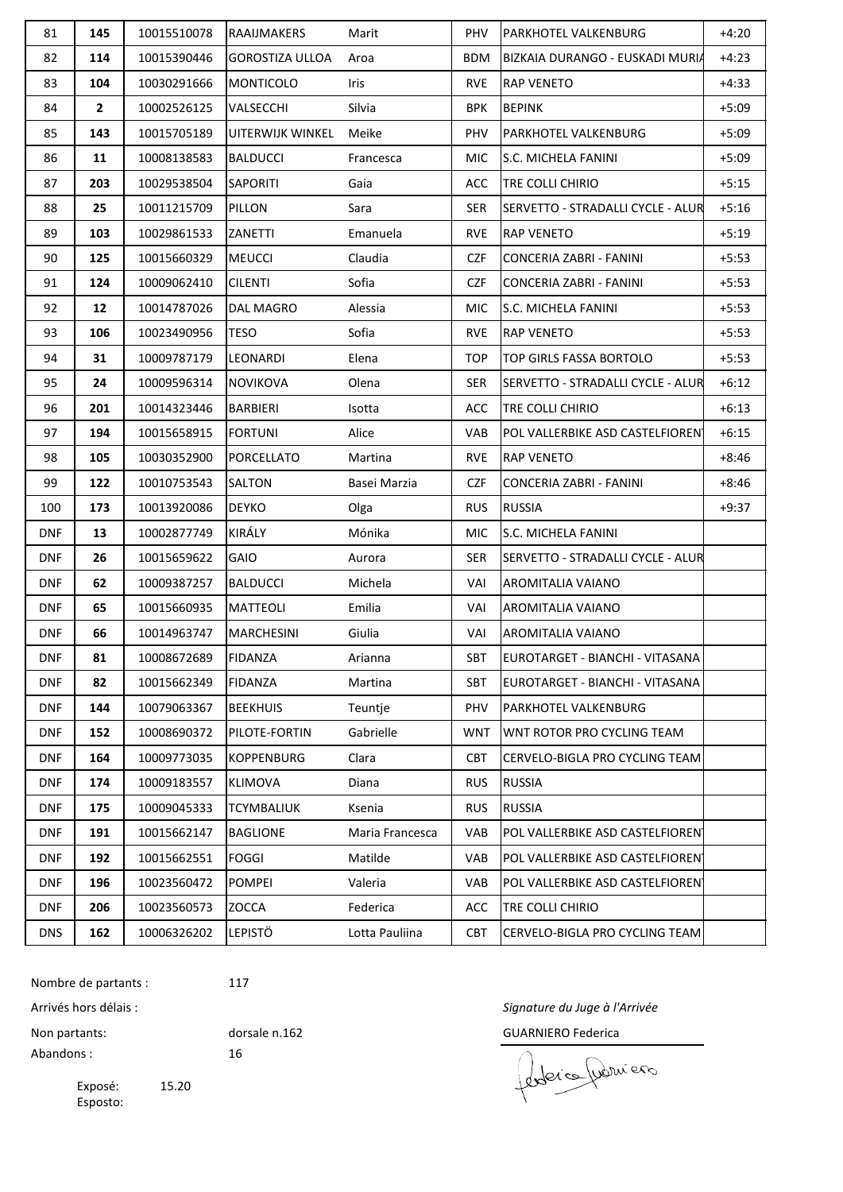| | | | | | | | |
|---|---|---|---|---|---|---|---|
| 81 | **145** | 10015510078 | RAAIJMAKERS | Marit | PHV | PARKHOTEL VALKENBURG | +4:20 |
| 82 | **114** | 10015390446 | GOROSTIZA ULLOA | Aroa | BDM | BIZKAIA DURANGO - EUSKADI MURIA | +4:23 |
| 83 | **104** | 10030291666 | MONTICOLO | Iris | RVE | RAP VENETO | +4:33 |
| 84 | **2** | 10002526125 | VALSECCHI | Silvia | BPK | BEPINK | +5:09 |
| 85 | **143** | 10015705189 | UITERWIJK WINKEL | Meike | PHV | PARKHOTEL VALKENBURG | +5:09 |
| 86 | **11** | 10008138583 | BALDUCCI | Francesca | MIC | S.C. MICHELA FANINI | +5:09 |
| 87 | **203** | 10029538504 | SAPORITI | Gaia | ACC | TRE COLLI CHIRIO | +5:15 |
| 88 | **25** | 10011215709 | PILLON | Sara | SER | SERVETTO - STRADALLI CYCLE - ALUR | +5:16 |
| 89 | **103** | 10029861533 | ZANETTI | Emanuela | RVE | RAP VENETO | +5:19 |
| 90 | **125** | 10015660329 | MEUCCI | Claudia | CZF | CONCERIA ZABRI - FANINI | +5:53 |
| 91 | **124** | 10009062410 | CILENTI | Sofia | CZF | CONCERIA ZABRI - FANINI | +5:53 |
| 92 | **12** | 10014787026 | DAL MAGRO | Alessia | MIC | S.C. MICHELA FANINI | +5:53 |
| 93 | **106** | 10023490956 | TESO | Sofia | RVE | RAP VENETO | +5:53 |
| 94 | **31** | 10009787179 | LEONARDI | Elena | TOP | TOP GIRLS FASSA BORTOLO | +5:53 |
| 95 | **24** | 10009596314 | NOVIKOVA | Olena | SER | SERVETTO - STRADALLI CYCLE - ALUR | +6:12 |
| 96 | **201** | 10014323446 | BARBIERI | Isotta | ACC | TRE COLLI CHIRIO | +6:13 |
| 97 | **194** | 10015658915 | FORTUNI | Alice | VAB | POL VALLERBIKE ASD CASTELFIOREN | +6:15 |
| 98 | **105** | 10030352900 | PORCELLATO | Martina | RVE | RAP VENETO | +8:46 |
| 99 | **122** | 10010753543 | SALTON | Basei Marzia | CZF | CONCERIA ZABRI - FANINI | +8:46 |
| 100 | **173** | 10013920086 | DEYKO | Olga | RUS | RUSSIA | +9:37 |
| DNF | **13** | 10002877749 | KIRÁLY | Mónika | MIC | S.C. MICHELA FANINI | |
| DNF | **26** | 10015659622 | GAIO | Aurora | SER | SERVETTO - STRADALLI CYCLE - ALUR | |
| DNF | **62** | 10009387257 | BALDUCCI | Michela | VAI | AROMITALIA VAIANO | |
| DNF | **65** | 10015660935 | MATTEOLI | Emilia | VAI | AROMITALIA VAIANO | |
| DNF | **66** | 10014963747 | MARCHESINI | Giulia | VAI | AROMITALIA VAIANO | |
| DNF | **81** | 10008672689 | FIDANZA | Arianna | SBT | EUROTARGET - BIANCHI - VITASANA | |
| DNF | **82** | 10015662349 | FIDANZA | Martina | SBT | EUROTARGET - BIANCHI - VITASANA | |
| DNF | **144** | 10079063367 | BEEKHUIS | Teuntje | PHV | PARKHOTEL VALKENBURG | |
| DNF | **152** | 10008690372 | PILOTE-FORTIN | Gabrielle | WNT | WNT ROTOR PRO CYCLING TEAM | |
| DNF | **164** | 10009773035 | KOPPENBURG | Clara | CBT | CERVELO-BIGLA PRO CYCLING TEAM | |
| DNF | **174** | 10009183557 | KLIMOVA | Diana | RUS | RUSSIA | |
| DNF | **175** | 10009045333 | TCYMBALIUK | Ksenia | RUS | RUSSIA | |
| DNF | **191** | 10015662147 | BAGLIONE | Maria Francesca | VAB | POL VALLERBIKE ASD CASTELFIOREN | |
| DNF | **192** | 10015662551 | FOGGI | Matilde | VAB | POL VALLERBIKE ASD CASTELFIOREN | |
| DNF | **196** | 10023560472 | POMPEI | Valeria | VAB | POL VALLERBIKE ASD CASTELFIOREN | |
| DNF | **206** | 10023560573 | ZOCCA | Federica | ACC | TRE COLLI CHIRIO | |
| DNS | **162** | 10006326202 | LEPISTÖ | Lotta Pauliina | CBT | CERVELO-BIGLA PRO CYCLING TEAM | |

Nombre de partants : 117

Arrivés hors délais :

Non partants: dorsale n.162

Abandons : 16

Exposé: 15.20
Esposto:

*Signature du Juge à l'Arrivée*

GUARNIERO Federica